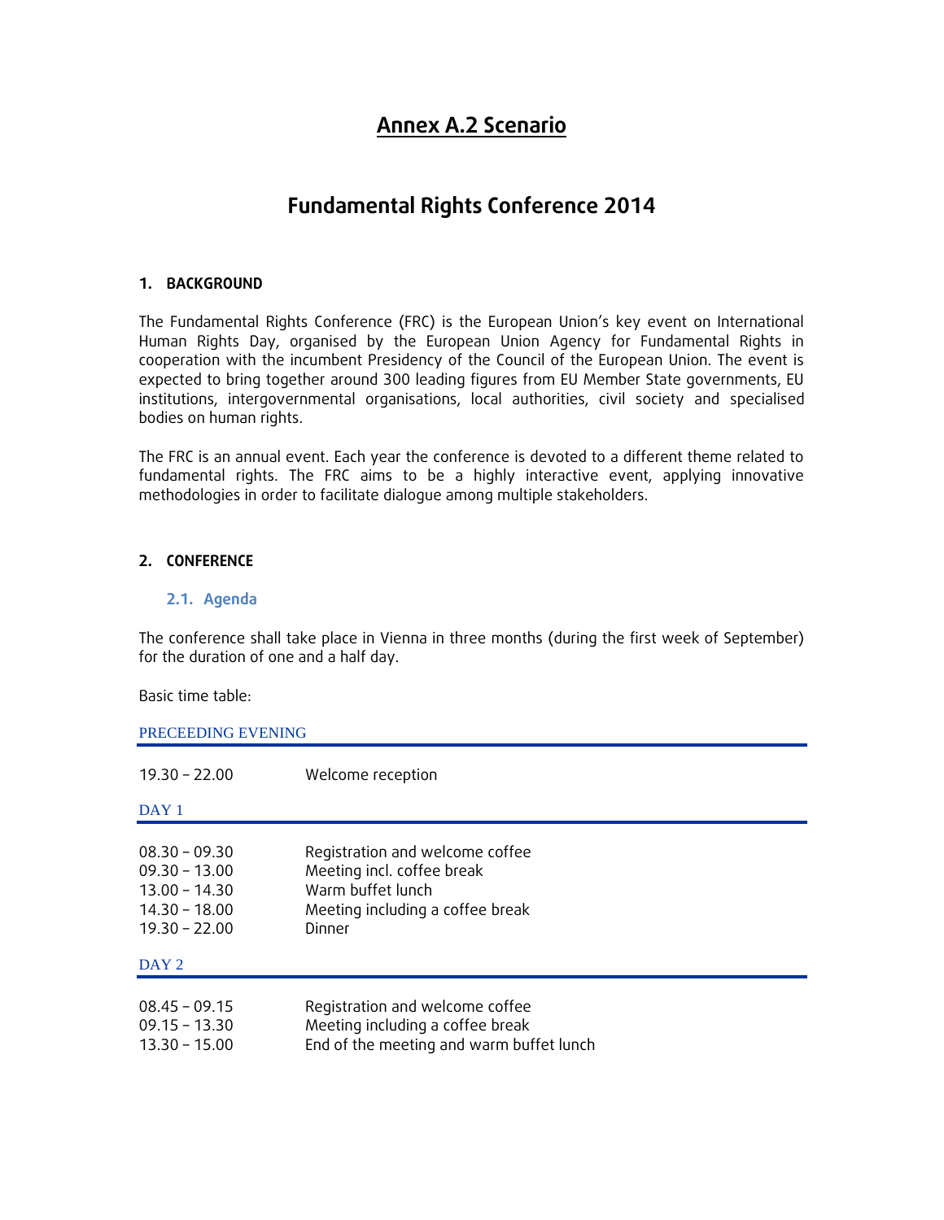# Annex A.2 Scenario

## Fundamental Rights Conference 2014

### 1. BACKGROUND

The Fundamental Rights Conference (FRC) is the European Union's key event on International Human Rights Day, organised by the European Union Agency for Fundamental Rights in cooperation with the incumbent Presidency of the Council of the European Union. The event is expected to bring together around 300 leading figures from EU Member State governments, EU institutions, intergovernmental organisations, local authorities, civil society and specialised bodies on human rights.

The FRC is an annual event. Each year the conference is devoted to a different theme related to fundamental rights. The FRC aims to be a highly interactive event, applying innovative methodologies in order to facilitate dialogue among multiple stakeholders.

### 2. CONFERENCE

#### 2.1. Agenda

The conference shall take place in Vienna in three months (during the first week of September) for the duration of one and a half day.

Basic time table:

**PRECEEDING EVENING**

| | |
|---|---|
| 19.30 – 22.00 | Welcome reception |

**DAY 1**

| | |
|---|---|
| 08.30 – 09.30 | Registration and welcome coffee |
| 09.30 – 13.00 | Meeting incl. coffee break |
| 13.00 – 14.30 | Warm buffet lunch |
| 14.30 – 18.00 | Meeting including a coffee break |
| 19.30 – 22.00 | Dinner |

**DAY 2**

| | |
|---|---|
| 08.45 – 09.15 | Registration and welcome coffee |
| 09.15 – 13.30 | Meeting including a coffee break |
| 13.30 – 15.00 | End of the meeting and warm buffet lunch |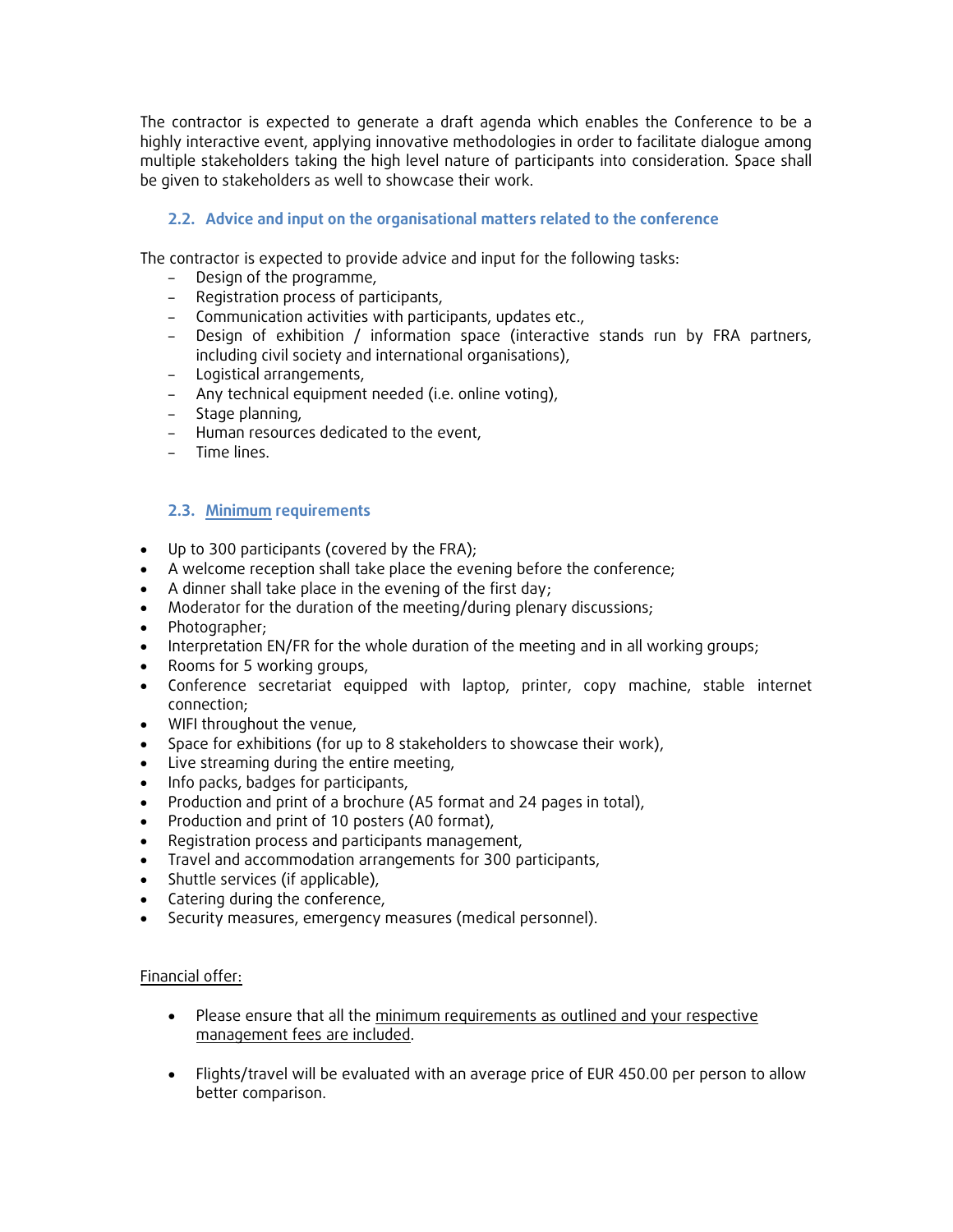The contractor is expected to generate a draft agenda which enables the Conference to be a highly interactive event, applying innovative methodologies in order to facilitate dialogue among multiple stakeholders taking the high level nature of participants into consideration. Space shall be given to stakeholders as well to showcase their work.

### 2.2. Advice and input on the organisational matters related to the conference

The contractor is expected to provide advice and input for the following tasks:

- Design of the programme,
- Registration process of participants,
- Communication activities with participants, updates etc.,
- Design of exhibition / information space (interactive stands run by FRA partners, including civil society and international organisations),
- Logistical arrangements,
- Any technical equipment needed (i.e. online voting),
- Stage planning,
- Human resources dedicated to the event,
- Time lines.

### 2.3. Minimum requirements

- Up to 300 participants (covered by the FRA);
- A welcome reception shall take place the evening before the conference;
- A dinner shall take place in the evening of the first day;
- Moderator for the duration of the meeting/during plenary discussions;
- Photographer;
- Interpretation EN/FR for the whole duration of the meeting and in all working groups;
- Rooms for 5 working groups,
- Conference secretariat equipped with laptop, printer, copy machine, stable internet connection;
- WIFI throughout the venue,
- Space for exhibitions (for up to 8 stakeholders to showcase their work),
- Live streaming during the entire meeting,
- Info packs, badges for participants,
- Production and print of a brochure (A5 format and 24 pages in total),
- Production and print of 10 posters (A0 format),
- Registration process and participants management,
- Travel and accommodation arrangements for 300 participants,
- Shuttle services (if applicable),
- Catering during the conference,
- Security measures, emergency measures (medical personnel).

Financial offer:

- Please ensure that all the minimum requirements as outlined and your respective management fees are included.
- Flights/travel will be evaluated with an average price of EUR 450.00 per person to allow better comparison.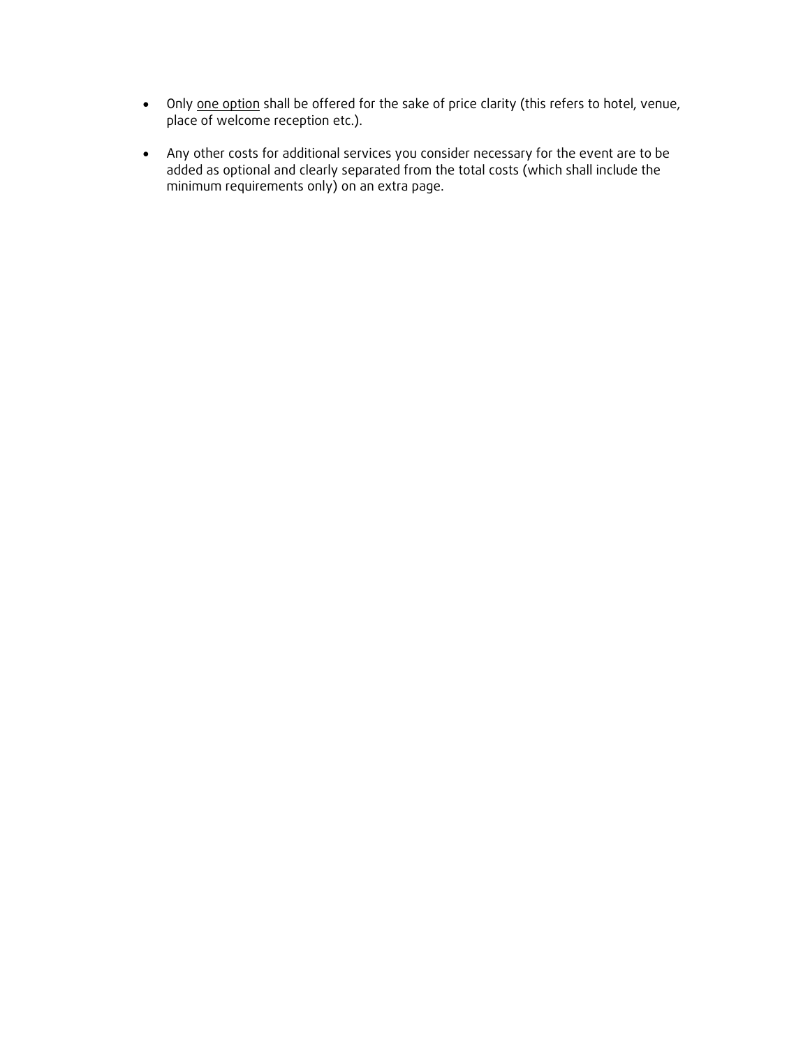- Only <u>one option</u> shall be offered for the sake of price clarity (this refers to hotel, venue, place of welcome reception etc.).

- Any other costs for additional services you consider necessary for the event are to be added as optional and clearly separated from the total costs (which shall include the minimum requirements only) on an extra page.